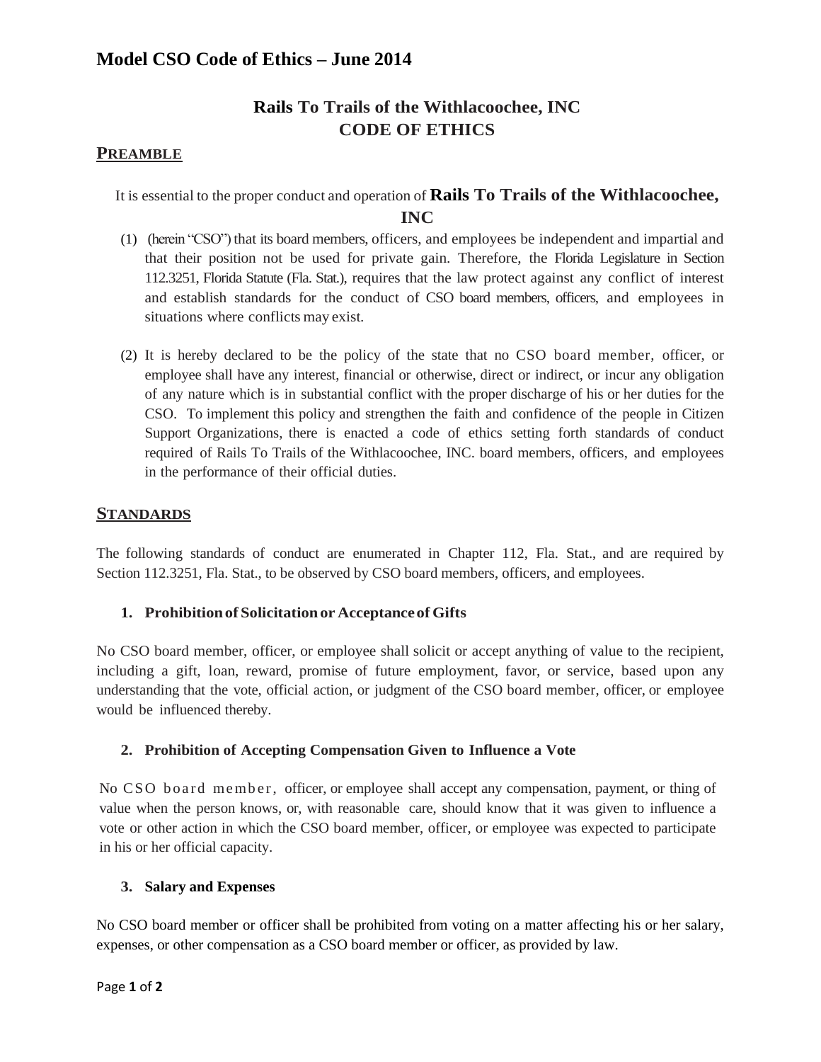# Model CSO Code of Ethics – June 2014

## Rails To Trails of the Withlacoochee, INC
## CODE OF ETHICS

### PREAMBLE

It is essential to the proper conduct and operation of **Rails To Trails of the Withlacoochee, INC**

(1) (herein "CSO") that its board members, officers, and employees be independent and impartial and that their position not be used for private gain. Therefore, the Florida Legislature in Section 112.3251, Florida Statute (Fla. Stat.), requires that the law protect against any conflict of interest and establish standards for the conduct of CSO board members, officers, and employees in situations where conflicts may exist.

(2) It is hereby declared to be the policy of the state that no CSO board member, officer, or employee shall have any interest, financial or otherwise, direct or indirect, or incur any obligation of any nature which is in substantial conflict with the proper discharge of his or her duties for the CSO. To implement this policy and strengthen the faith and confidence of the people in Citizen Support Organizations, there is enacted a code of ethics setting forth standards of conduct required of Rails To Trails of the Withlacoochee, INC. board members, officers, and employees in the performance of their official duties.

### STANDARDS

The following standards of conduct are enumerated in Chapter 112, Fla. Stat., and are required by Section 112.3251, Fla. Stat., to be observed by CSO board members, officers, and employees.

#### 1. Prohibition of Solicitation or Acceptance of Gifts

No CSO board member, officer, or employee shall solicit or accept anything of value to the recipient, including a gift, loan, reward, promise of future employment, favor, or service, based upon any understanding that the vote, official action, or judgment of the CSO board member, officer, or employee would be influenced thereby.

#### 2. Prohibition of Accepting Compensation Given to Influence a Vote

No CSO board member, officer, or employee shall accept any compensation, payment, or thing of value when the person knows, or, with reasonable care, should know that it was given to influence a vote or other action in which the CSO board member, officer, or employee was expected to participate in his or her official capacity.

#### 3. Salary and Expenses

No CSO board member or officer shall be prohibited from voting on a matter affecting his or her salary, expenses, or other compensation as a CSO board member or officer, as provided by law.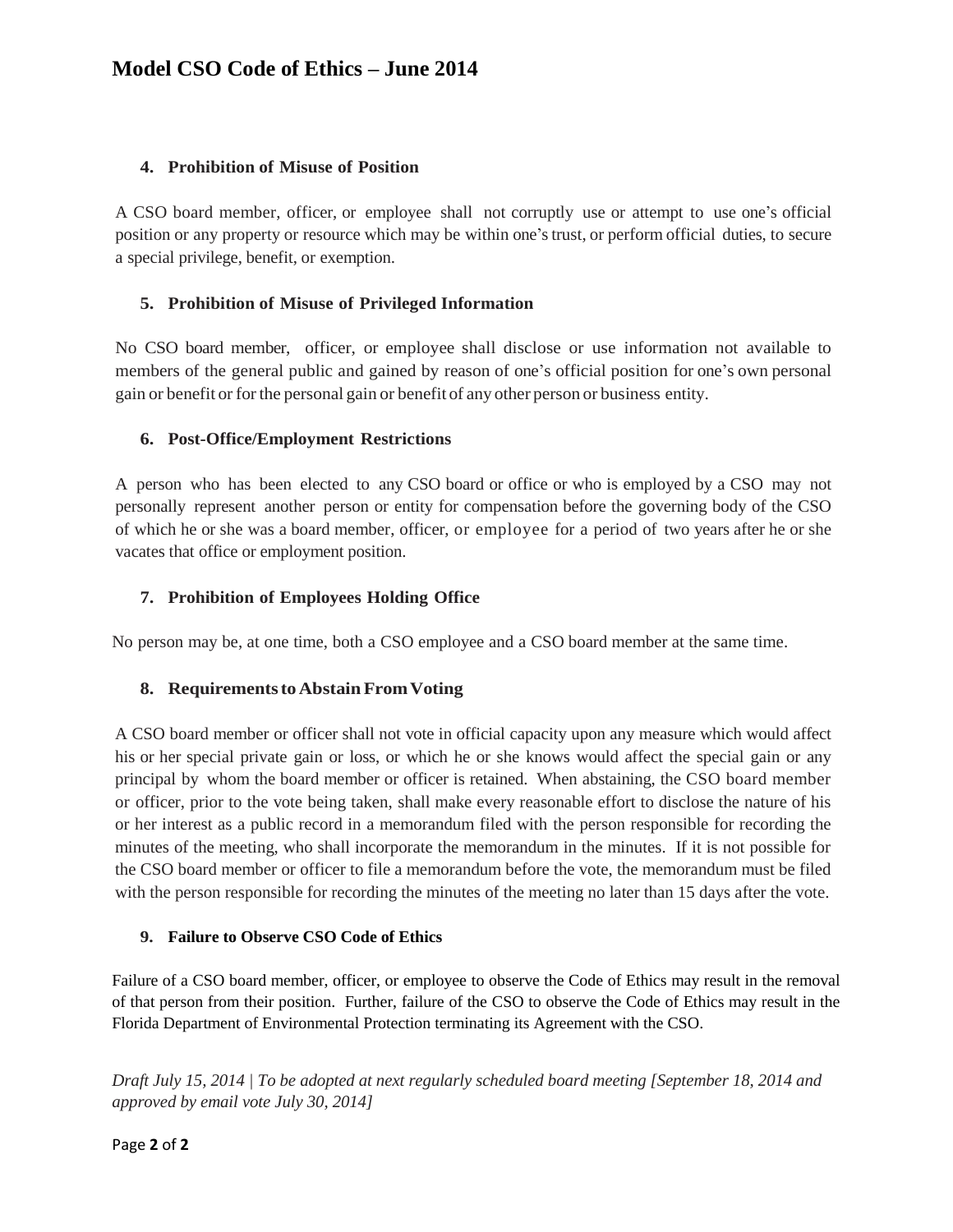#### 4. Prohibition of Misuse of Position

A CSO board member, officer, or employee shall not corruptly use or attempt to use one's official position or any property or resource which may be within one's trust, or perform official duties, to secure a special privilege, benefit, or exemption.

#### 5. Prohibition of Misuse of Privileged Information

No CSO board member, officer, or employee shall disclose or use information not available to members of the general public and gained by reason of one's official position for one's own personal gain or benefit or for the personal gain or benefit of any other person or business entity.

#### 6. Post-Office/Employment Restrictions

A person who has been elected to any CSO board or office or who is employed by a CSO may not personally represent another person or entity for compensation before the governing body of the CSO of which he or she was a board member, officer, or employee for a period of two years after he or she vacates that office or employment position.

#### 7. Prohibition of Employees Holding Office

No person may be, at one time, both a CSO employee and a CSO board member at the same time.

#### 8. Requirements to Abstain From Voting

A CSO board member or officer shall not vote in official capacity upon any measure which would affect his or her special private gain or loss, or which he or she knows would affect the special gain or any principal by whom the board member or officer is retained. When abstaining, the CSO board member or officer, prior to the vote being taken, shall make every reasonable effort to disclose the nature of his or her interest as a public record in a memorandum filed with the person responsible for recording the minutes of the meeting, who shall incorporate the memorandum in the minutes. If it is not possible for the CSO board member or officer to file a memorandum before the vote, the memorandum must be filed with the person responsible for recording the minutes of the meeting no later than 15 days after the vote.

#### 9. Failure to Observe CSO Code of Ethics

Failure of a CSO board member, officer, or employee to observe the Code of Ethics may result in the removal of that person from their position. Further, failure of the CSO to observe the Code of Ethics may result in the Florida Department of Environmental Protection terminating its Agreement with the CSO.

*Draft July 15, 2014 | To be adopted at next regularly scheduled board meeting [September 18, 2014 and approved by email vote July 30, 2014]*